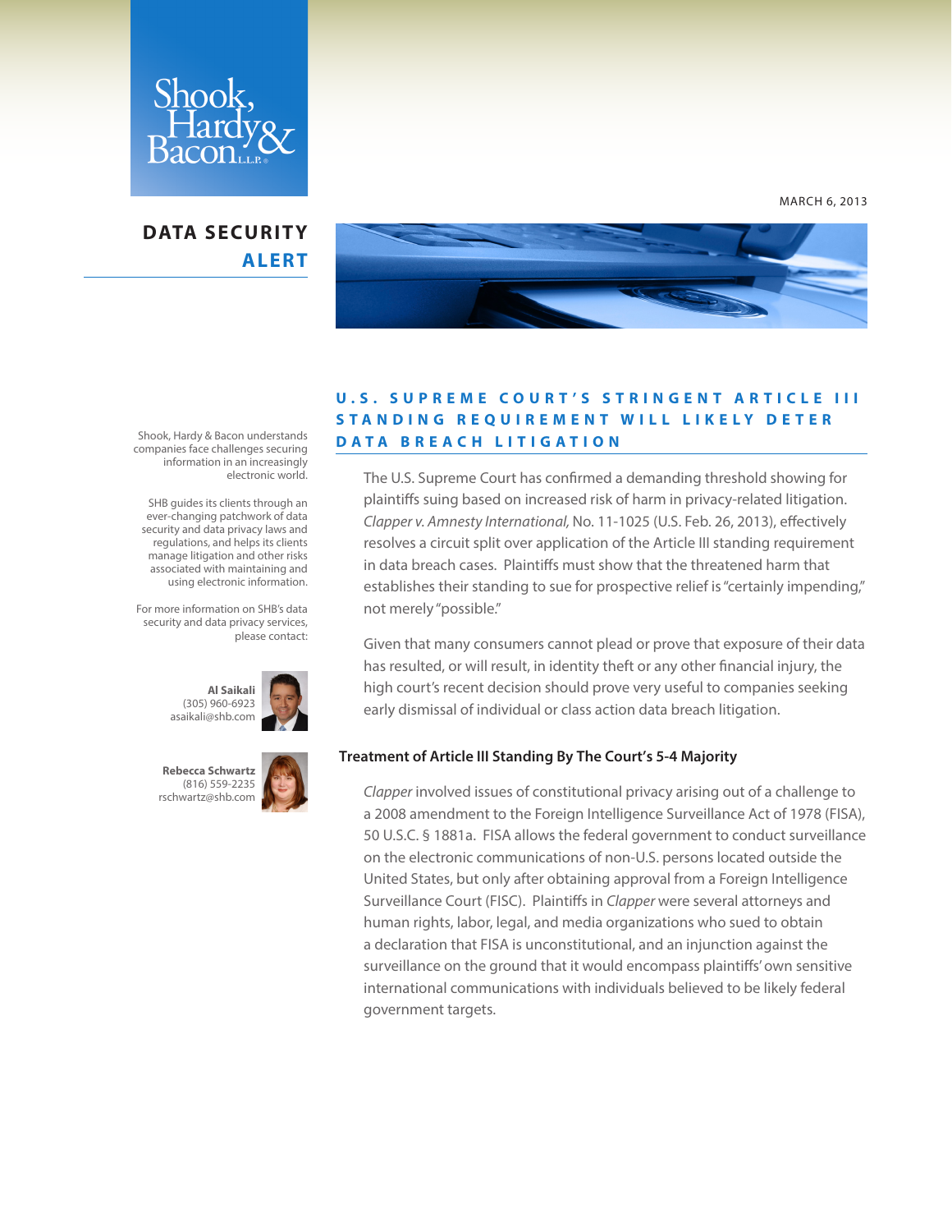Shook, Hardy & Bacon L.L.P.

MARCH 6, 2013

# DATA SECURITY ALERT

Shook, Hardy & Bacon understands companies face challenges securing information in an increasingly electronic world.

SHB guides its clients through an ever-changing patchwork of data security and data privacy laws and regulations, and helps its clients manage litigation and other risks associated with maintaining and using electronic information.

For more information on SHB's data security and data privacy services, please contact:

**Al Saikali**
(305) 960-6923
asaikali@shb.com

**Rebecca Schwartz**
(816) 559-2235
rschwartz@shb.com

## U.S. SUPREME COURT'S STRINGENT ARTICLE III STANDING REQUIREMENT WILL LIKELY DETER DATA BREACH LITIGATION

The U.S. Supreme Court has confirmed a demanding threshold showing for plaintiffs suing based on increased risk of harm in privacy-related litigation. *Clapper v. Amnesty International,* No. 11-1025 (U.S. Feb. 26, 2013), effectively resolves a circuit split over application of the Article III standing requirement in data breach cases. Plaintiffs must show that the threatened harm that establishes their standing to sue for prospective relief is "certainly impending," not merely "possible."

Given that many consumers cannot plead or prove that exposure of their data has resulted, or will result, in identity theft or any other financial injury, the high court's recent decision should prove very useful to companies seeking early dismissal of individual or class action data breach litigation.

### Treatment of Article III Standing By The Court's 5-4 Majority

*Clapper* involved issues of constitutional privacy arising out of a challenge to a 2008 amendment to the Foreign Intelligence Surveillance Act of 1978 (FISA), 50 U.S.C. § 1881a. FISA allows the federal government to conduct surveillance on the electronic communications of non-U.S. persons located outside the United States, but only after obtaining approval from a Foreign Intelligence Surveillance Court (FISC). Plaintiffs in *Clapper* were several attorneys and human rights, labor, legal, and media organizations who sued to obtain a declaration that FISA is unconstitutional, and an injunction against the surveillance on the ground that it would encompass plaintiffs' own sensitive international communications with individuals believed to be likely federal government targets.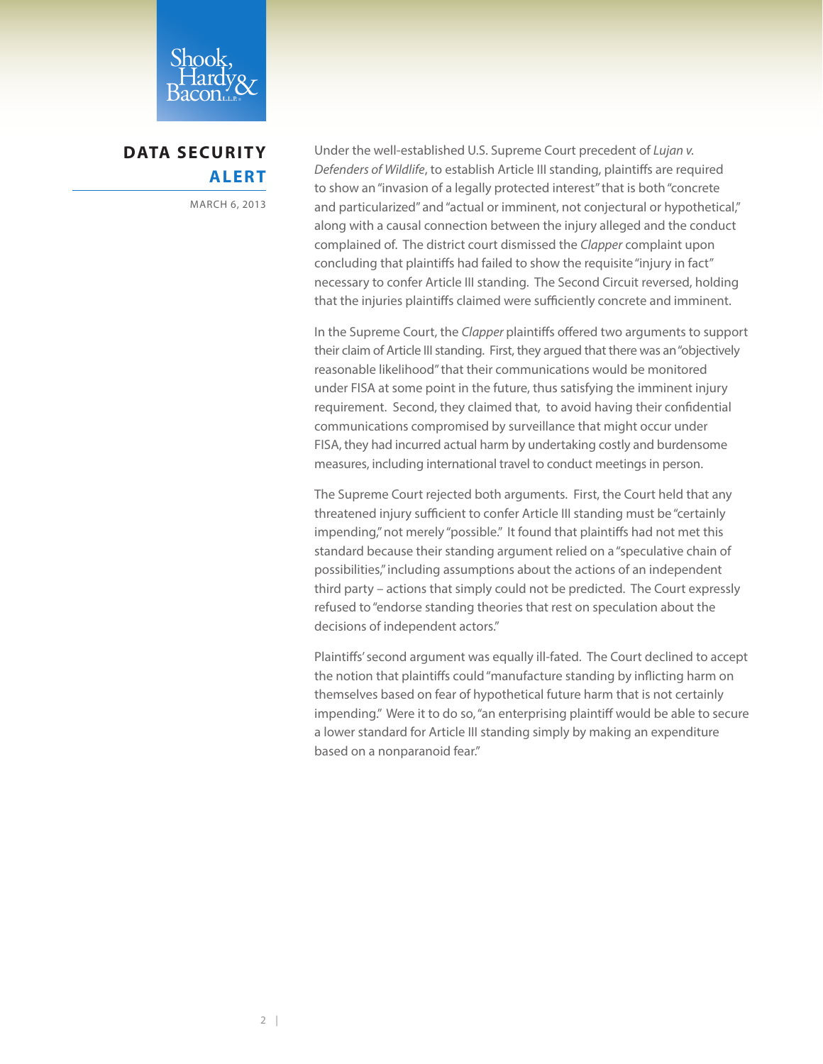Under the well-established U.S. Supreme Court precedent of *Lujan v. Defenders of Wildlife*, to establish Article III standing, plaintiffs are required to show an "invasion of a legally protected interest" that is both "concrete and particularized" and "actual or imminent, not conjectural or hypothetical," along with a causal connection between the injury alleged and the conduct complained of. The district court dismissed the *Clapper* complaint upon concluding that plaintiffs had failed to show the requisite "injury in fact" necessary to confer Article III standing. The Second Circuit reversed, holding that the injuries plaintiffs claimed were sufficiently concrete and imminent.

In the Supreme Court, the *Clapper* plaintiffs offered two arguments to support their claim of Article III standing. First, they argued that there was an "objectively reasonable likelihood" that their communications would be monitored under FISA at some point in the future, thus satisfying the imminent injury requirement. Second, they claimed that, to avoid having their confidential communications compromised by surveillance that might occur under FISA, they had incurred actual harm by undertaking costly and burdensome measures, including international travel to conduct meetings in person.

The Supreme Court rejected both arguments. First, the Court held that any threatened injury sufficient to confer Article III standing must be "certainly impending," not merely "possible." It found that plaintiffs had not met this standard because their standing argument relied on a "speculative chain of possibilities," including assumptions about the actions of an independent third party – actions that simply could not be predicted. The Court expressly refused to "endorse standing theories that rest on speculation about the decisions of independent actors."

Plaintiffs' second argument was equally ill-fated. The Court declined to accept the notion that plaintiffs could "manufacture standing by inflicting harm on themselves based on fear of hypothetical future harm that is not certainly impending." Were it to do so, "an enterprising plaintiff would be able to secure a lower standard for Article III standing simply by making an expenditure based on a nonparanoid fear."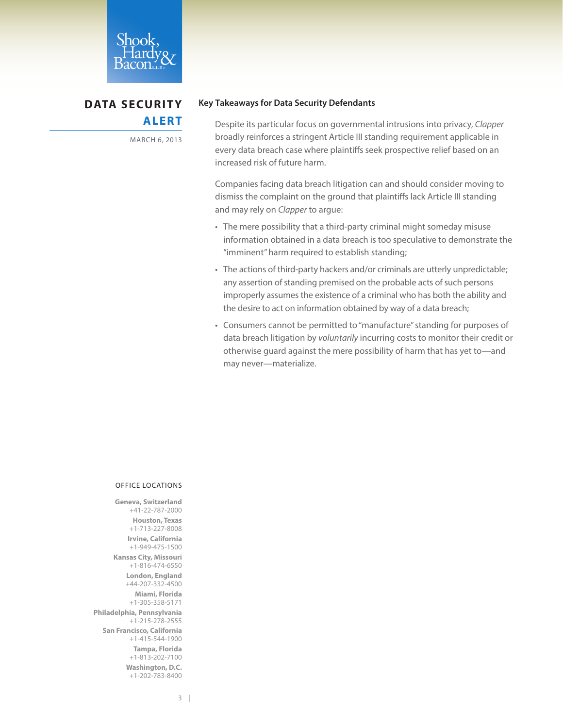## Key Takeaways for Data Security Defendants

Despite its particular focus on governmental intrusions into privacy, *Clapper* broadly reinforces a stringent Article III standing requirement applicable in every data breach case where plaintiffs seek prospective relief based on an increased risk of future harm.

Companies facing data breach litigation can and should consider moving to dismiss the complaint on the ground that plaintiffs lack Article III standing and may rely on *Clapper* to argue:

- The mere possibility that a third-party criminal might someday misuse information obtained in a data breach is too speculative to demonstrate the "imminent" harm required to establish standing;
- The actions of third-party hackers and/or criminals are utterly unpredictable; any assertion of standing premised on the probable acts of such persons improperly assumes the existence of a criminal who has both the ability and the desire to act on information obtained by way of a data breach;
- Consumers cannot be permitted to "manufacture" standing for purposes of data breach litigation by *voluntarily* incurring costs to monitor their credit or otherwise guard against the mere possibility of harm that has yet to—and may never—materialize.

OFFICE LOCATIONS

**Geneva, Switzerland**
+41-22-787-2000

**Houston, Texas**
+1-713-227-8008

**Irvine, California**
+1-949-475-1500

**Kansas City, Missouri**
+1-816-474-6550

**London, England**
+44-207-332-4500

**Miami, Florida**
+1-305-358-5171

**Philadelphia, Pennsylvania**
+1-215-278-2555

**San Francisco, California**
+1-415-544-1900

**Tampa, Florida**
+1-813-202-7100

**Washington, D.C.**
+1-202-783-8400